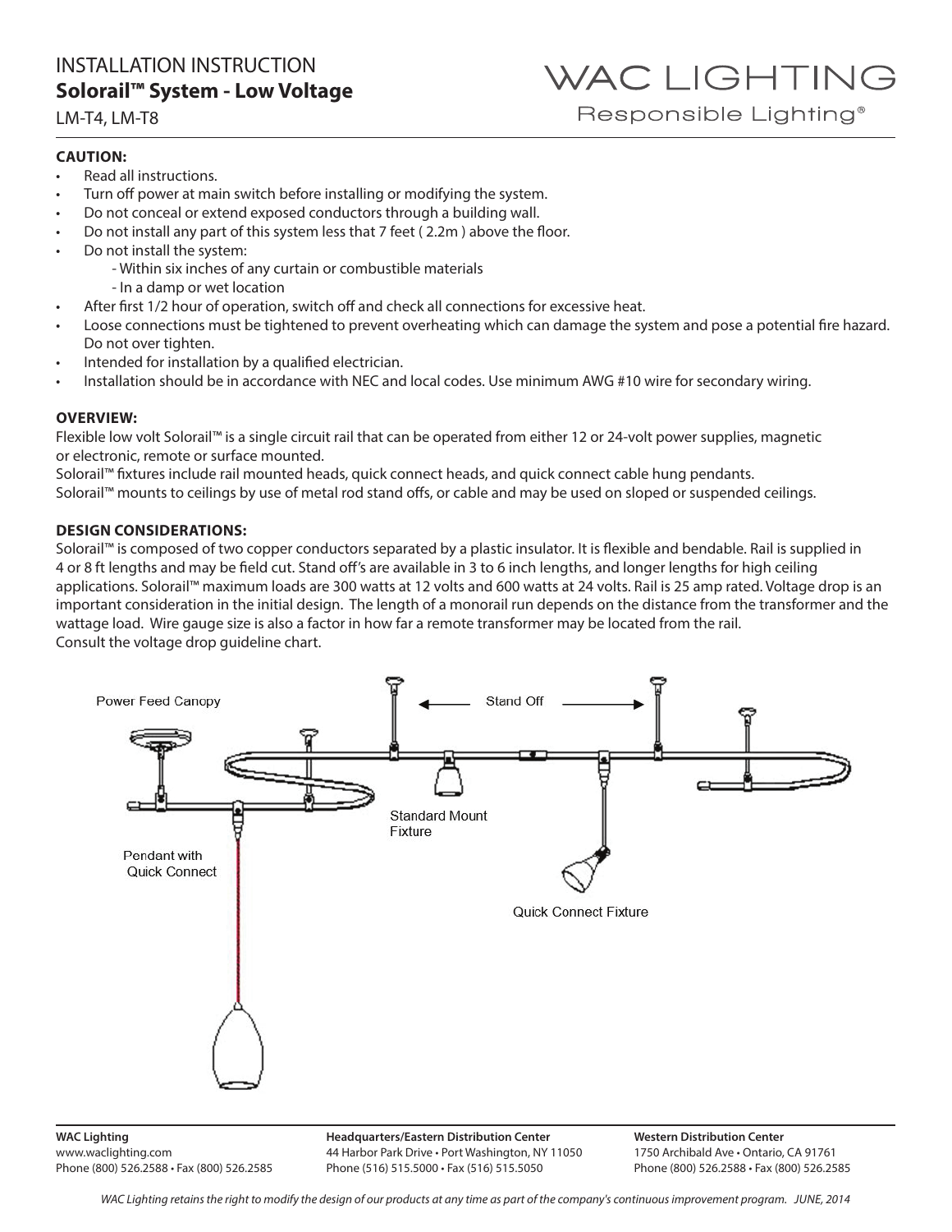# INSTALLATION INSTRUCTION

## Solorail™ System - Low Voltage

LM-T4, LM-T8

WAC LIGHTING
Responsible Lighting®

**CAUTION:**

- Read all instructions.
- Turn off power at main switch before installing or modifying the system.
- Do not conceal or extend exposed conductors through a building wall.
- Do not install any part of this system less that 7 feet ( 2.2m ) above the floor.
- Do not install the system:
  - Within six inches of any curtain or combustible materials
  - In a damp or wet location
- After first 1/2 hour of operation, switch off and check all connections for excessive heat.
- Loose connections must be tightened to prevent overheating which can damage the system and pose a potential fire hazard. Do not over tighten.
- Intended for installation by a qualified electrician.
- Installation should be in accordance with NEC and local codes. Use minimum AWG #10 wire for secondary wiring.

**OVERVIEW:**

Flexible low volt Solorail™ is a single circuit rail that can be operated from either 12 or 24-volt power supplies, magnetic or electronic, remote or surface mounted.
Solorail™ fixtures include rail mounted heads, quick connect heads, and quick connect cable hung pendants.
Solorail™ mounts to ceilings by use of metal rod stand offs, or cable and may be used on sloped or suspended ceilings.

**DESIGN CONSIDERATIONS:**

Solorail™ is composed of two copper conductors separated by a plastic insulator. It is flexible and bendable. Rail is supplied in 4 or 8 ft lengths and may be field cut. Stand off's are available in 3 to 6 inch lengths, and longer lengths for high ceiling applications. Solorail™ maximum loads are 300 watts at 12 volts and 600 watts at 24 volts. Rail is 25 amp rated. Voltage drop is an important consideration in the initial design. The length of a monorail run depends on the distance from the transformer and the wattage load. Wire gauge size is also a factor in how far a remote transformer may be located from the rail.
Consult the voltage drop guideline chart.

Power Feed Canopy

Stand Off

Standard Mount Fixture

Pendant with Quick Connect

Quick Connect Fixture

**WAC Lighting**
www.waclighting.com
Phone (800) 526.2588 • Fax (800) 526.2585

**Headquarters/Eastern Distribution Center**
44 Harbor Park Drive • Port Washington, NY 11050
Phone (516) 515.5000 • Fax (516) 515.5050

**Western Distribution Center**
1750 Archibald Ave • Ontario, CA 91761
Phone (800) 526.2588 • Fax (800) 526.2585

*WAC Lighting retains the right to modify the design of our products at any time as part of the company's continuous improvement program. JUNE, 2014*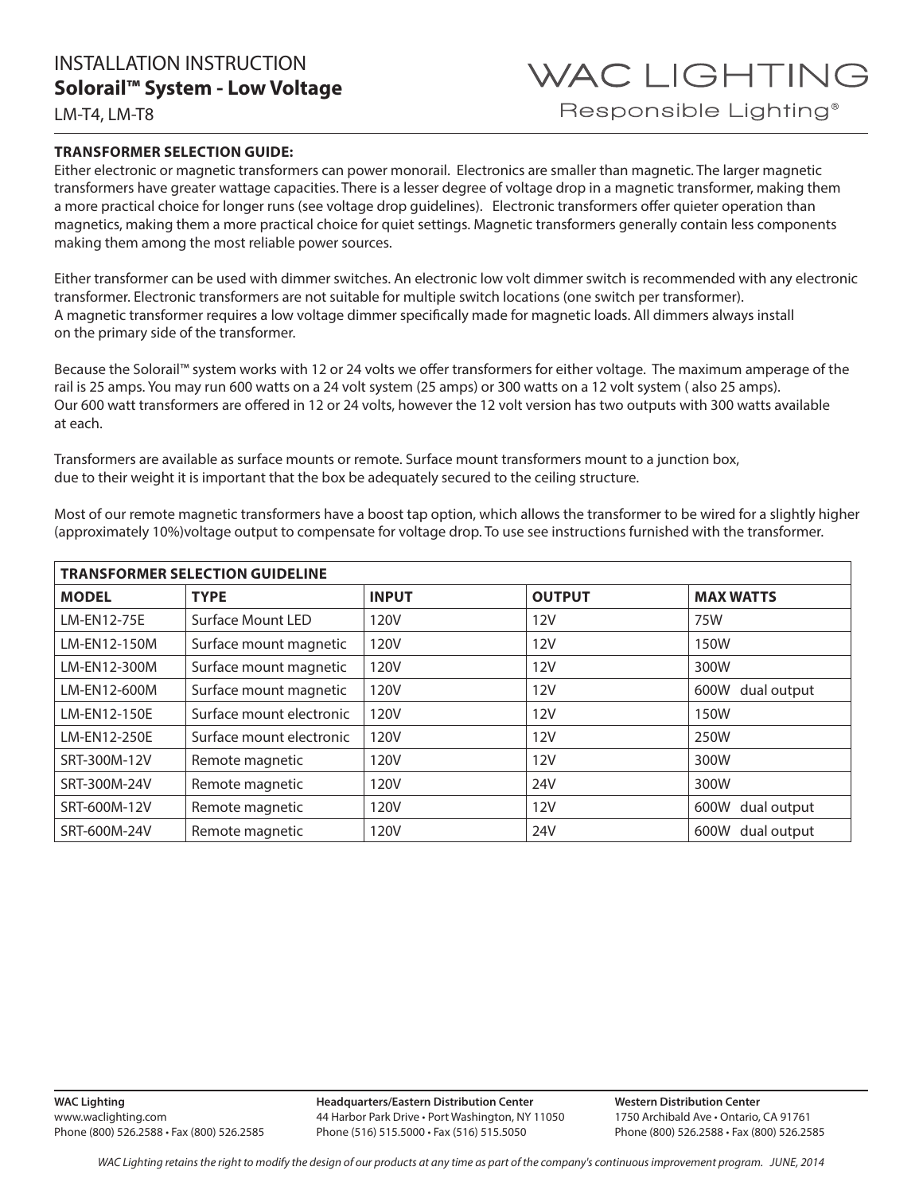# INSTALLATION INSTRUCTION
## Solorail™ System - Low Voltage

LM-T4, LM-T8

WAC LIGHTING
Responsible Lighting®

**TRANSFORMER SELECTION GUIDE:**

Either electronic or magnetic transformers can power monorail. Electronics are smaller than magnetic. The larger magnetic transformers have greater wattage capacities. There is a lesser degree of voltage drop in a magnetic transformer, making them a more practical choice for longer runs (see voltage drop guidelines). Electronic transformers offer quieter operation than magnetics, making them a more practical choice for quiet settings. Magnetic transformers generally contain less components making them among the most reliable power sources.

Either transformer can be used with dimmer switches. An electronic low volt dimmer switch is recommended with any electronic transformer. Electronic transformers are not suitable for multiple switch locations (one switch per transformer). A magnetic transformer requires a low voltage dimmer specifically made for magnetic loads. All dimmers always install on the primary side of the transformer.

Because the Solorail™ system works with 12 or 24 volts we offer transformers for either voltage. The maximum amperage of the rail is 25 amps. You may run 600 watts on a 24 volt system (25 amps) or 300 watts on a 12 volt system ( also 25 amps). Our 600 watt transformers are offered in 12 or 24 volts, however the 12 volt version has two outputs with 300 watts available at each.

Transformers are available as surface mounts or remote. Surface mount transformers mount to a junction box, due to their weight it is important that the box be adequately secured to the ceiling structure.

Most of our remote magnetic transformers have a boost tap option, which allows the transformer to be wired for a slightly higher (approximately 10%)voltage output to compensate for voltage drop. To use see instructions furnished with the transformer.

| TRANSFORMER SELECTION GUIDELINE | | | | |
|---|---|---|---|---|
| **MODEL** | **TYPE** | **INPUT** | **OUTPUT** | **MAX WATTS** |
| LM-EN12-75E | Surface Mount LED | 120V | 12V | 75W |
| LM-EN12-150M | Surface mount magnetic | 120V | 12V | 150W |
| LM-EN12-300M | Surface mount magnetic | 120V | 12V | 300W |
| LM-EN12-600M | Surface mount magnetic | 120V | 12V | 600W dual output |
| LM-EN12-150E | Surface mount electronic | 120V | 12V | 150W |
| LM-EN12-250E | Surface mount electronic | 120V | 12V | 250W |
| SRT-300M-12V | Remote magnetic | 120V | 12V | 300W |
| SRT-300M-24V | Remote magnetic | 120V | 24V | 300W |
| SRT-600M-12V | Remote magnetic | 120V | 12V | 600W dual output |
| SRT-600M-24V | Remote magnetic | 120V | 24V | 600W dual output |

**WAC Lighting**
www.waclighting.com
Phone (800) 526.2588 • Fax (800) 526.2585

**Headquarters/Eastern Distribution Center**
44 Harbor Park Drive • Port Washington, NY 11050
Phone (516) 515.5000 • Fax (516) 515.5050

**Western Distribution Center**
1750 Archibald Ave • Ontario, CA 91761
Phone (800) 526.2588 • Fax (800) 526.2585

*WAC Lighting retains the right to modify the design of our products at any time as part of the company's continuous improvement program. JUNE, 2014*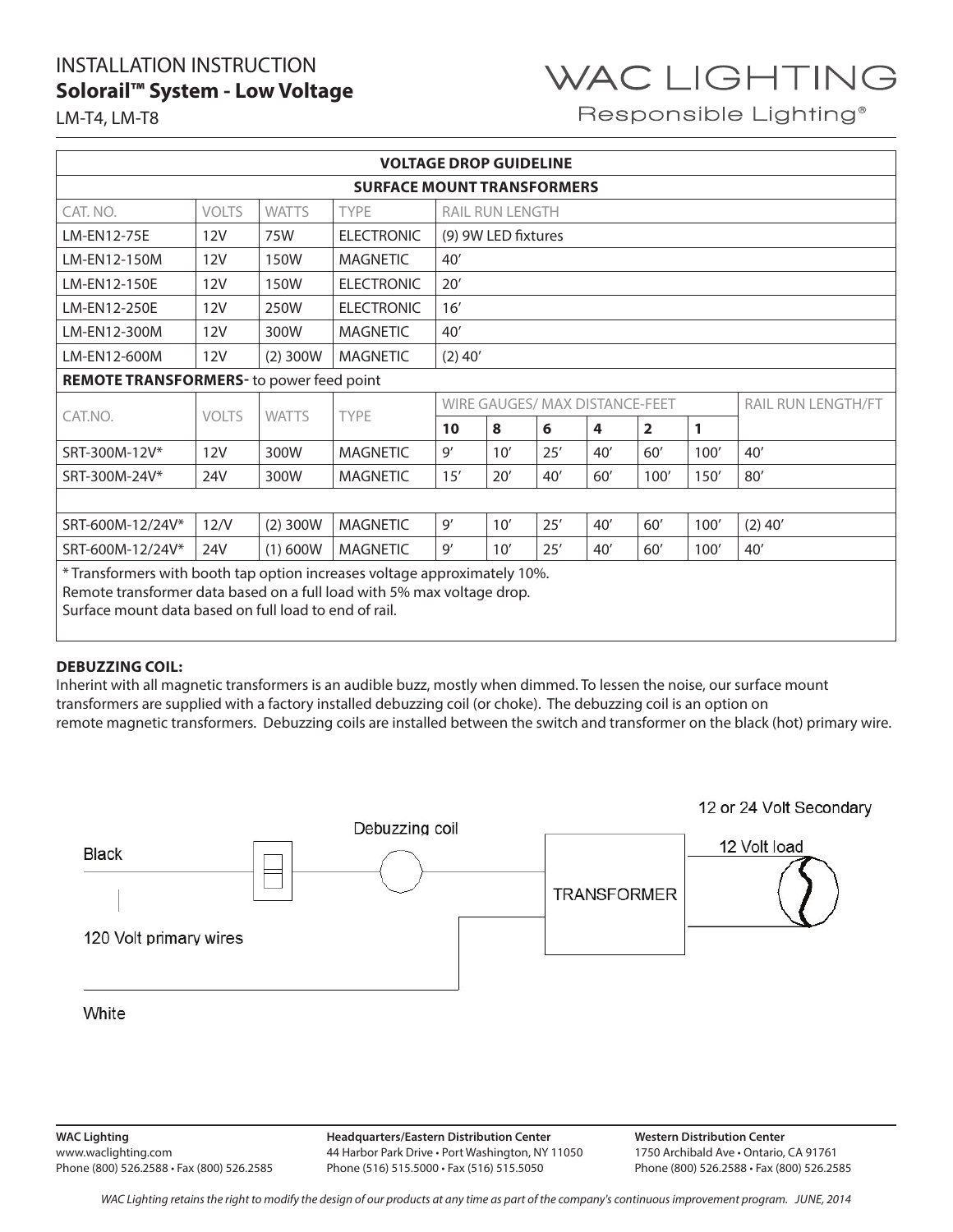# INSTALLATION INSTRUCTION

## Solorail™ System - Low Voltage

LM-T4, LM-T8

WAC LIGHTING
Responsible Lighting®

| VOLTAGE DROP GUIDELINE | | | | | | | | | | |
|---|---|---|---|---|---|---|---|---|---|---|
| **SURFACE MOUNT TRANSFORMERS** | | | | | | | | | | |
| CAT. NO. | VOLTS | WATTS | TYPE | RAIL RUN LENGTH | | | | | | |
| LM-EN12-75E | 12V | 75W | ELECTRONIC | (9) 9W LED fixtures | | | | | | |
| LM-EN12-150M | 12V | 150W | MAGNETIC | 40′ | | | | | | |
| LM-EN12-150E | 12V | 150W | ELECTRONIC | 20′ | | | | | | |
| LM-EN12-250E | 12V | 250W | ELECTRONIC | 16′ | | | | | | |
| LM-EN12-300M | 12V | 300W | MAGNETIC | 40′ | | | | | | |
| LM-EN12-600M | 12V | (2) 300W | MAGNETIC | (2) 40′ | | | | | | |
| **REMOTE TRANSFORMERS**- to power feed point | | | | | | | | | | |
| CAT.NO. | VOLTS | WATTS | TYPE | WIRE GAUGES/ MAX DISTANCE-FEET | | | | | | RAIL RUN LENGTH/FT |
| | | | | **10** | **8** | **6** | **4** | **2** | **1** | |
| SRT-300M-12V* | 12V | 300W | MAGNETIC | 9′ | 10′ | 25′ | 40′ | 60′ | 100′ | 40′ |
| SRT-300M-24V* | 24V | 300W | MAGNETIC | 15′ | 20′ | 40′ | 60′ | 100′ | 150′ | 80′ |
| | | | | | | | | | | |
| SRT-600M-12/24V* | 12/V | (2) 300W | MAGNETIC | 9′ | 10′ | 25′ | 40′ | 60′ | 100′ | (2) 40′ |
| SRT-600M-12/24V* | 24V | (1) 600W | MAGNETIC | 9′ | 10′ | 25′ | 40′ | 60′ | 100′ | 40′ |

\* Transformers with booth tap option increases voltage approximately 10%.
Remote transformer data based on a full load with 5% max voltage drop.
Surface mount data based on full load to end of rail.

**DEBUZZING COIL:**
Inherint with all magnetic transformers is an audible buzz, mostly when dimmed. To lessen the noise, our surface mount transformers are supplied with a factory installed debuzzing coil (or choke). The debuzzing coil is an option on remote magnetic transformers. Debuzzing coils are installed between the switch and transformer on the black (hot) primary wire.

Black
Debuzzing coil
TRANSFORMER
12 or 24 Volt Secondary
12 Volt load
120 Volt primary wires
White

**WAC Lighting**
www.waclighting.com
Phone (800) 526.2588 • Fax (800) 526.2585

**Headquarters/Eastern Distribution Center**
44 Harbor Park Drive • Port Washington, NY 11050
Phone (516) 515.5000 • Fax (516) 515.5050

**Western Distribution Center**
1750 Archibald Ave • Ontario, CA 91761
Phone (800) 526.2588 • Fax (800) 526.2585

*WAC Lighting retains the right to modify the design of our products at any time as part of the company's continuous improvement program. JUNE, 2014*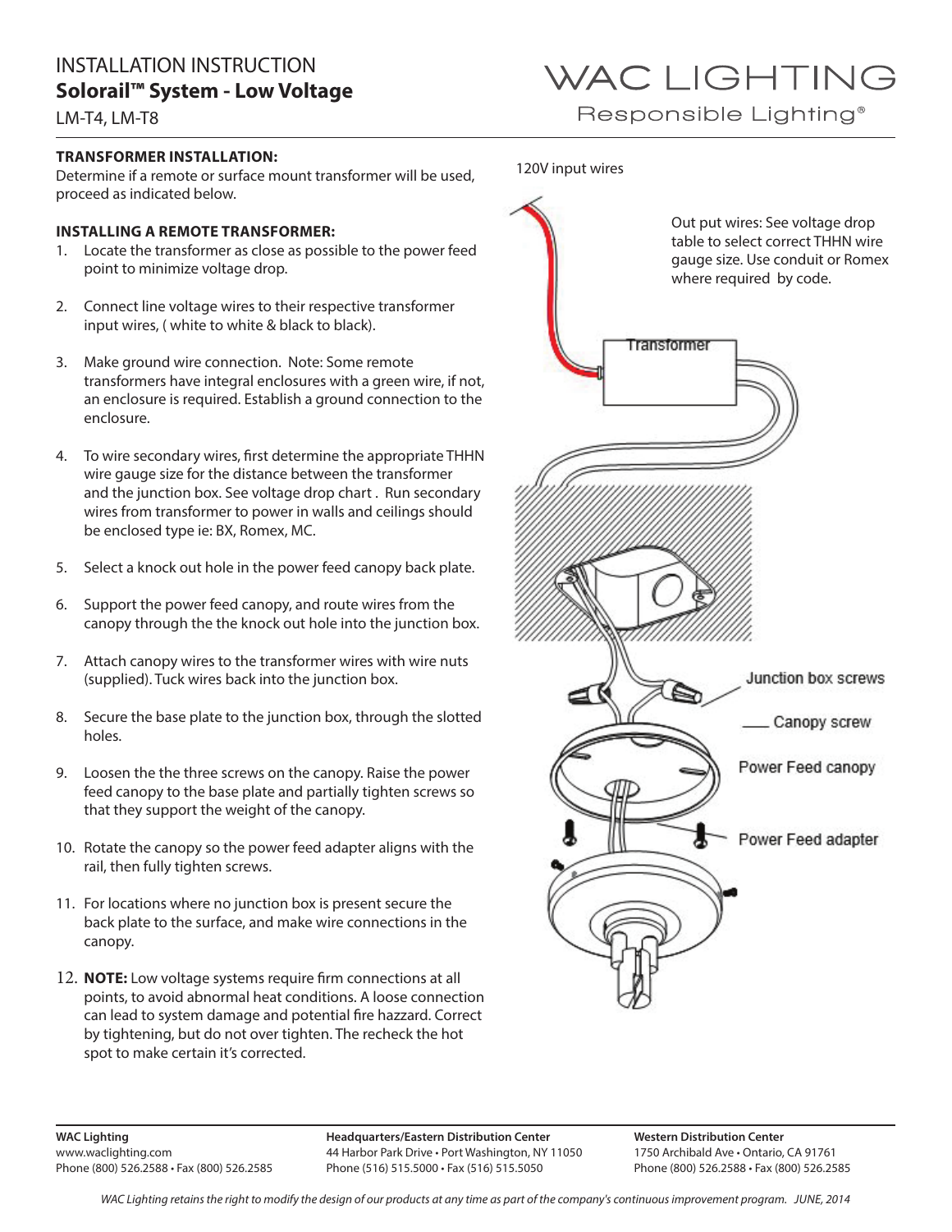# INSTALLATION INSTRUCTION

## Solorail™ System - Low Voltage

LM-T4, LM-T8

WAC LIGHTING
Responsible Lighting®

**TRANSFORMER INSTALLATION:**
Determine if a remote or surface mount transformer will be used, proceed as indicated below.

**INSTALLING A REMOTE TRANSFORMER:**

1. Locate the transformer as close as possible to the power feed point to minimize voltage drop.
2. Connect line voltage wires to their respective transformer input wires, ( white to white & black to black).
3. Make ground wire connection. Note: Some remote transformers have integral enclosures with a green wire, if not, an enclosure is required. Establish a ground connection to the enclosure.
4. To wire secondary wires, first determine the appropriate THHN wire gauge size for the distance between the transformer and the junction box. See voltage drop chart . Run secondary wires from transformer to power in walls and ceilings should be enclosed type ie: BX, Romex, MC.
5. Select a knock out hole in the power feed canopy back plate.
6. Support the power feed canopy, and route wires from the canopy through the the knock out hole into the junction box.
7. Attach canopy wires to the transformer wires with wire nuts (supplied). Tuck wires back into the junction box.
8. Secure the base plate to the junction box, through the slotted holes.
9. Loosen the the three screws on the canopy. Raise the power feed canopy to the base plate and partially tighten screws so that they support the weight of the canopy.
10. Rotate the canopy so the power feed adapter aligns with the rail, then fully tighten screws.
11. For locations where no junction box is present secure the back plate to the surface, and make wire connections in the canopy.
12. **NOTE:** Low voltage systems require firm connections at all points, to avoid abnormal heat conditions. A loose connection can lead to system damage and potential fire hazzard. Correct by tightening, but do not over tighten. The recheck the hot spot to make certain it's corrected.

120V input wires

Out put wires: See voltage drop table to select correct THHN wire gauge size. Use conduit or Romex where required by code.

Transformer

Junction box screws

Canopy screw

Power Feed canopy

Power Feed adapter

**WAC Lighting**
www.waclighting.com
Phone (800) 526.2588 • Fax (800) 526.2585

**Headquarters/Eastern Distribution Center**
44 Harbor Park Drive • Port Washington, NY 11050
Phone (516) 515.5000 • Fax (516) 515.5050

**Western Distribution Center**
1750 Archibald Ave • Ontario, CA 91761
Phone (800) 526.2588 • Fax (800) 526.2585

*WAC Lighting retains the right to modify the design of our products at any time as part of the company's continuous improvement program. JUNE, 2014*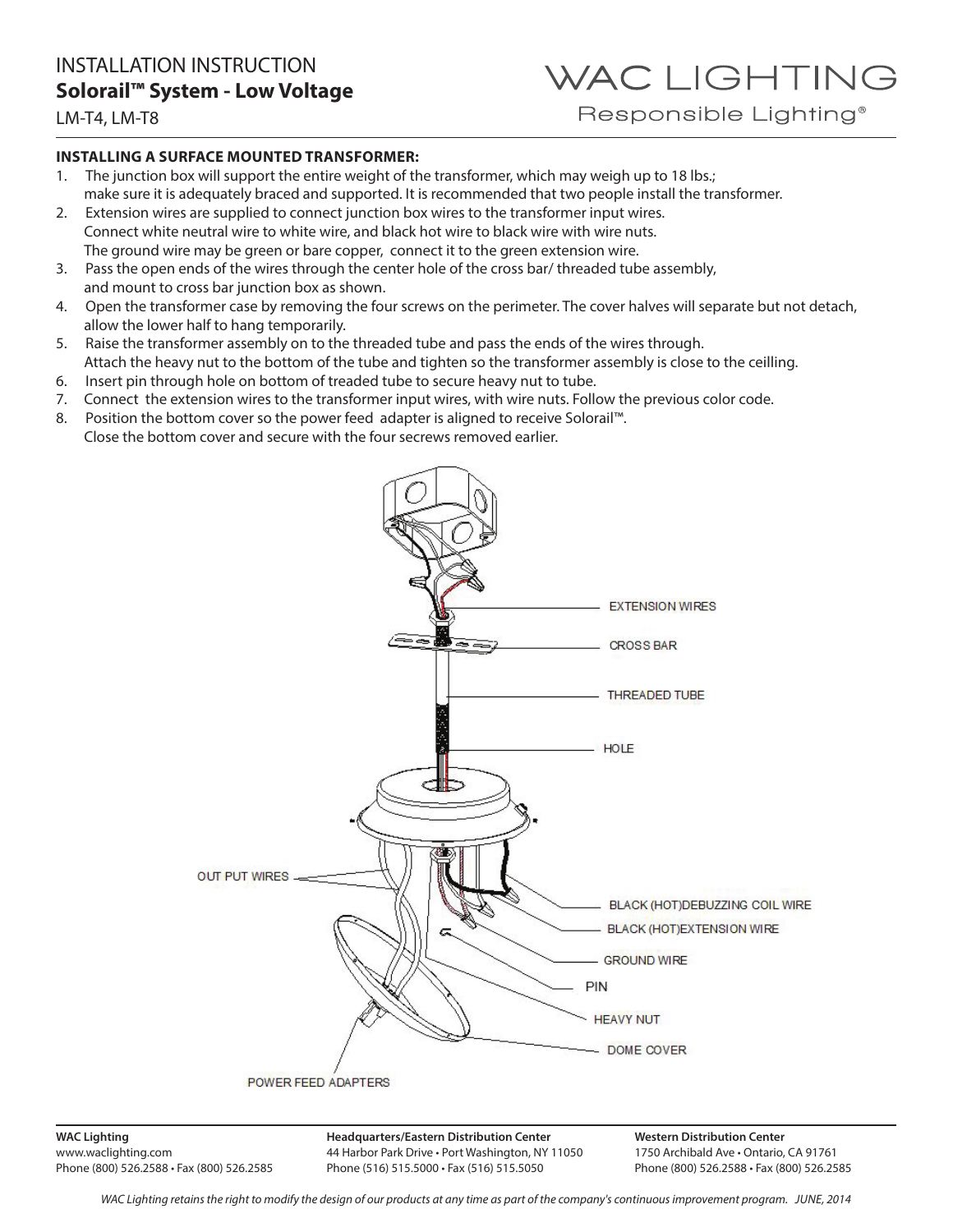# INSTALLATION INSTRUCTION

## Solorail™ System - Low Voltage

LM-T4, LM-T8

WAC LIGHTING
Responsible Lighting®

### INSTALLING A SURFACE MOUNTED TRANSFORMER:

1. The junction box will support the entire weight of the transformer, which may weigh up to 18 lbs.; make sure it is adequately braced and supported. It is recommended that two people install the transformer.
2. Extension wires are supplied to connect junction box wires to the transformer input wires. Connect white neutral wire to white wire, and black hot wire to black wire with wire nuts. The ground wire may be green or bare copper, connect it to the green extension wire.
3. Pass the open ends of the wires through the center hole of the cross bar/ threaded tube assembly, and mount to cross bar junction box as shown.
4. Open the transformer case by removing the four screws on the perimeter. The cover halves will separate but not detach, allow the lower half to hang temporarily.
5. Raise the transformer assembly on to the threaded tube and pass the ends of the wires through. Attach the heavy nut to the bottom of the tube and tighten so the transformer assembly is close to the ceilling.
6. Insert pin through hole on bottom of treaded tube to secure heavy nut to tube.
7. Connect the extension wires to the transformer input wires, with wire nuts. Follow the previous color code.
8. Position the bottom cover so the power feed adapter is aligned to receive Solorail™. Close the bottom cover and secure with the four secrews removed earlier.

EXTENSION WIRES

CROSS BAR

THREADED TUBE

HOLE

OUT PUT WIRES

BLACK (HOT)DEBUZZING COIL WIRE

BLACK (HOT)EXTENSION WIRE

GROUND WIRE

PIN

HEAVY NUT

DOME COVER

POWER FEED ADAPTERS

**WAC Lighting**
www.waclighting.com
Phone (800) 526.2588 • Fax (800) 526.2585

**Headquarters/Eastern Distribution Center**
44 Harbor Park Drive • Port Washington, NY 11050
Phone (516) 515.5000 • Fax (516) 515.5050

**Western Distribution Center**
1750 Archibald Ave • Ontario, CA 91761
Phone (800) 526.2588 • Fax (800) 526.2585

*WAC Lighting retains the right to modify the design of our products at any time as part of the company's continuous improvement program. JUNE, 2014*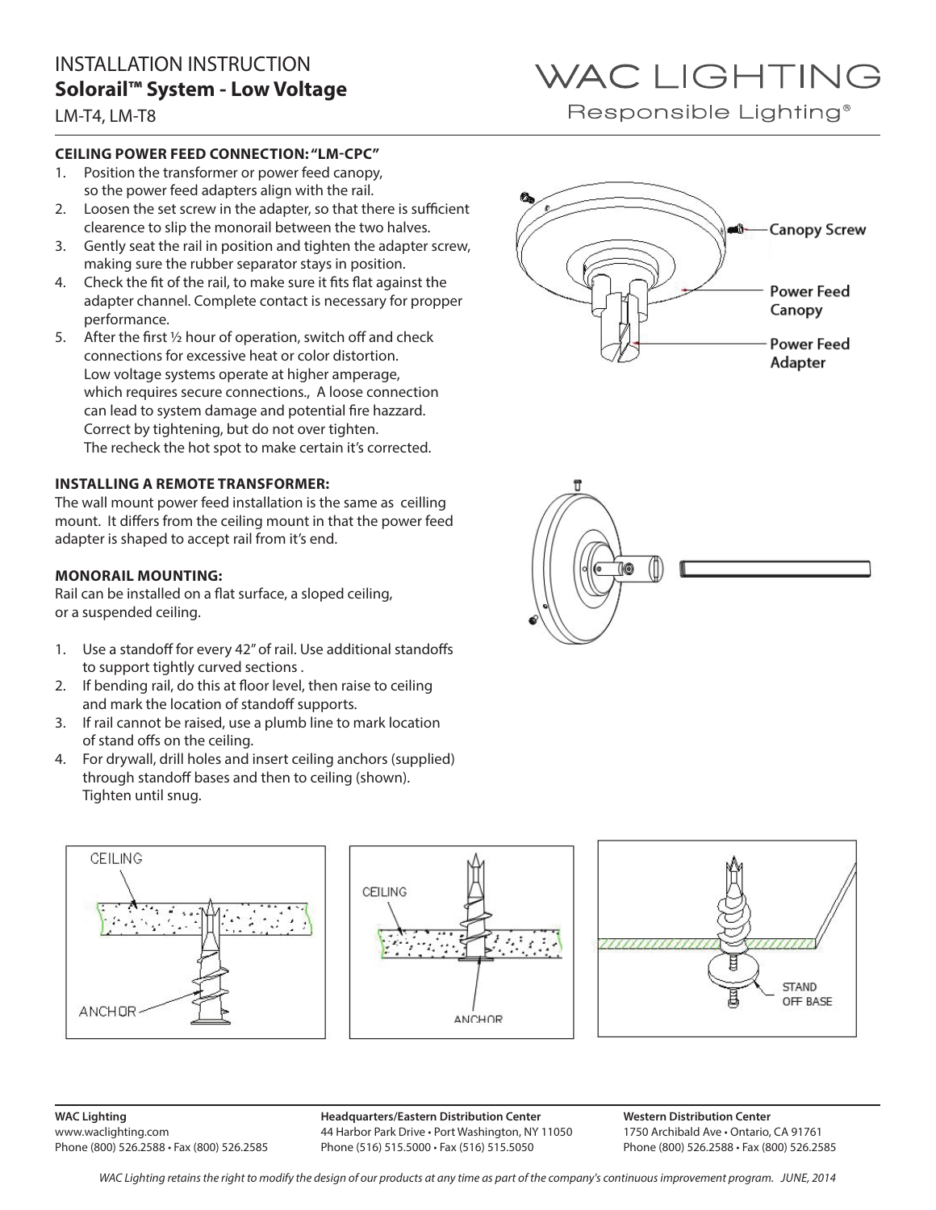# INSTALLATION INSTRUCTION

## Solorail™ System - Low Voltage

LM-T4, LM-T8

WAC LIGHTING
Responsible Lighting®

### CEILING POWER FEED CONNECTION: "LM-CPC"

1. Position the transformer or power feed canopy, so the power feed adapters align with the rail.
2. Loosen the set screw in the adapter, so that there is sufficient clearence to slip the monorail between the two halves.
3. Gently seat the rail in position and tighten the adapter screw, making sure the rubber separator stays in position.
4. Check the fit of the rail, to make sure it fits flat against the adapter channel. Complete contact is necessary for propper performance.
5. After the first ½ hour of operation, switch off and check connections for excessive heat or color distortion. Low voltage systems operate at higher amperage, which requires secure connections., A loose connection can lead to system damage and potential fire hazzard. Correct by tightening, but do not over tighten. The recheck the hot spot to make certain it's corrected.

Canopy Screw

Power Feed Canopy

Power Feed Adapter

### INSTALLING A REMOTE TRANSFORMER:

The wall mount power feed installation is the same as ceilling mount. It differs from the ceiling mount in that the power feed adapter is shaped to accept rail from it's end.

### MONORAIL MOUNTING:

Rail can be installed on a flat surface, a sloped ceiling, or a suspended ceiling.

1. Use a standoff for every 42" of rail. Use additional standoffs to support tightly curved sections .
2. If bending rail, do this at floor level, then raise to ceiling and mark the location of standoff supports.
3. If rail cannot be raised, use a plumb line to mark location of stand offs on the ceiling.
4. For drywall, drill holes and insert ceiling anchors (supplied) through standoff bases and then to ceiling (shown). Tighten until snug.

CEILING

ANCHOR

CEILING

ANCHOR

STAND OFF BASE

**WAC Lighting**
www.waclighting.com
Phone (800) 526.2588 • Fax (800) 526.2585

**Headquarters/Eastern Distribution Center**
44 Harbor Park Drive • Port Washington, NY 11050
Phone (516) 515.5000 • Fax (516) 515.5050

**Western Distribution Center**
1750 Archibald Ave • Ontario, CA 91761
Phone (800) 526.2588 • Fax (800) 526.2585

*WAC Lighting retains the right to modify the design of our products at any time as part of the company's continuous improvement program. JUNE, 2014*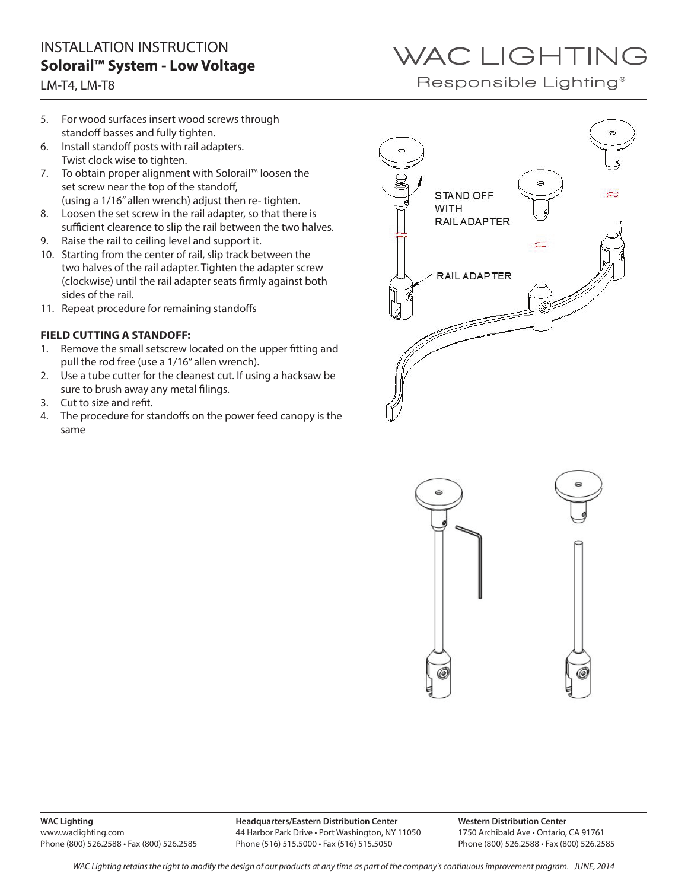# INSTALLATION INSTRUCTION

## Solorail™ System - Low Voltage

LM-T4, LM-T8

5. For wood surfaces insert wood screws through standoff basses and fully tighten.
6. Install standoff posts with rail adapters. Twist clock wise to tighten.
7. To obtain proper alignment with Solorail™ loosen the set screw near the top of the standoff, (using a 1/16" allen wrench) adjust then re- tighten.
8. Loosen the set screw in the rail adapter, so that there is sufficient clearence to slip the rail between the two halves.
9. Raise the rail to ceiling level and support it.
10. Starting from the center of rail, slip track between the two halves of the rail adapter. Tighten the adapter screw (clockwise) until the rail adapter seats firmly against both sides of the rail.
11. Repeat procedure for remaining standoffs

**FIELD CUTTING A STANDOFF:**

1. Remove the small setscrew located on the upper fitting and pull the rod free (use a 1/16" allen wrench).
2. Use a tube cutter for the cleanest cut. If using a hacksaw be sure to brush away any metal filings.
3. Cut to size and refit.
4. The procedure for standoffs on the power feed canopy is the same

STAND OFF WITH RAIL ADAPTER

RAIL ADAPTER

**WAC Lighting**
www.waclighting.com
Phone (800) 526.2588 • Fax (800) 526.2585

**Headquarters/Eastern Distribution Center**
44 Harbor Park Drive • Port Washington, NY 11050
Phone (516) 515.5000 • Fax (516) 515.5050

**Western Distribution Center**
1750 Archibald Ave • Ontario, CA 91761
Phone (800) 526.2588 • Fax (800) 526.2585

*WAC Lighting retains the right to modify the design of our products at any time as part of the company's continuous improvement program. JUNE, 2014*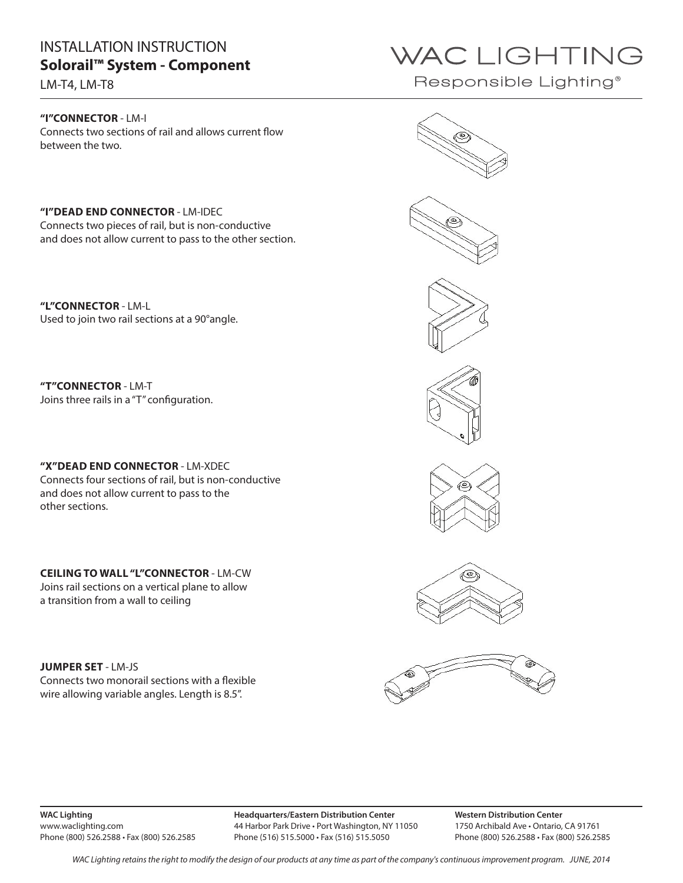# INSTALLATION INSTRUCTION
## Solorail™ System - Component

LM-T4, LM-T8

WAC LIGHTING
Responsible Lighting®

**"I"CONNECTOR** - LM-I
Connects two sections of rail and allows current flow between the two.

**"I"DEAD END CONNECTOR** - LM-IDEC
Connects two pieces of rail, but is non-conductive and does not allow current to pass to the other section.

**"L"CONNECTOR** - LM-L
Used to join two rail sections at a 90°angle.

**"T"CONNECTOR** - LM-T
Joins three rails in a "T" configuration.

**"X"DEAD END CONNECTOR** - LM-XDEC
Connects four sections of rail, but is non-conductive and does not allow current to pass to the other sections.

**CEILING TO WALL "L"CONNECTOR** - LM-CW
Joins rail sections on a vertical plane to allow a transition from a wall to ceiling

**JUMPER SET** - LM-JS
Connects two monorail sections with a flexible wire allowing variable angles. Length is 8.5".

**WAC Lighting**
www.waclighting.com
Phone (800) 526.2588 • Fax (800) 526.2585

**Headquarters/Eastern Distribution Center**
44 Harbor Park Drive • Port Washington, NY 11050
Phone (516) 515.5000 • Fax (516) 515.5050

**Western Distribution Center**
1750 Archibald Ave • Ontario, CA 91761
Phone (800) 526.2588 • Fax (800) 526.2585

*WAC Lighting retains the right to modify the design of our products at any time as part of the company's continuous improvement program. JUNE, 2014*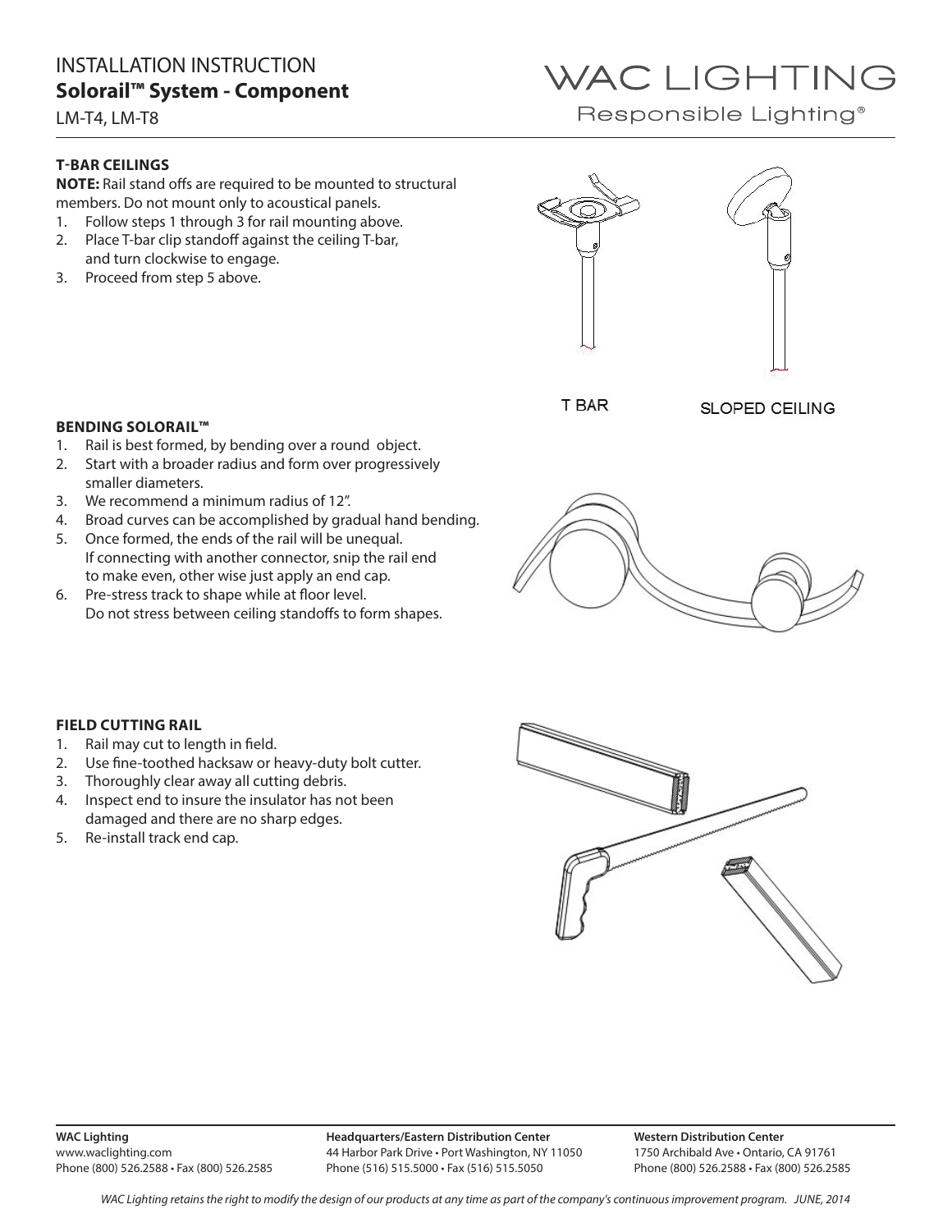# INSTALLATION INSTRUCTION
## Solorail™ System - Component

LM-T4, LM-T8

WAC LIGHTING
Responsible Lighting®

### T-BAR CEILINGS

**NOTE:** Rail stand offs are required to be mounted to structural members. Do not mount only to acoustical panels.

1. Follow steps 1 through 3 for rail mounting above.
2. Place T-bar clip standoff against the ceiling T-bar, and turn clockwise to engage.
3. Proceed from step 5 above.

T BAR

SLOPED CEILING

### BENDING SOLORAIL™

1. Rail is best formed, by bending over a round object.
2. Start with a broader radius and form over progressively smaller diameters.
3. We recommend a minimum radius of 12".
4. Broad curves can be accomplished by gradual hand bending.
5. Once formed, the ends of the rail will be unequal. If connecting with another connector, snip the rail end to make even, other wise just apply an end cap.
6. Pre-stress track to shape while at floor level. Do not stress between ceiling standoffs to form shapes.

### FIELD CUTTING RAIL

1. Rail may cut to length in field.
2. Use fine-toothed hacksaw or heavy-duty bolt cutter.
3. Thoroughly clear away all cutting debris.
4. Inspect end to insure the insulator has not been damaged and there are no sharp edges.
5. Re-install track end cap.

**WAC Lighting**
www.waclighting.com
Phone (800) 526.2588 • Fax (800) 526.2585

**Headquarters/Eastern Distribution Center**
44 Harbor Park Drive • Port Washington, NY 11050
Phone (516) 515.5000 • Fax (516) 515.5050

**Western Distribution Center**
1750 Archibald Ave • Ontario, CA 91761
Phone (800) 526.2588 • Fax (800) 526.2585

*WAC Lighting retains the right to modify the design of our products at any time as part of the company's continuous improvement program. JUNE, 2014*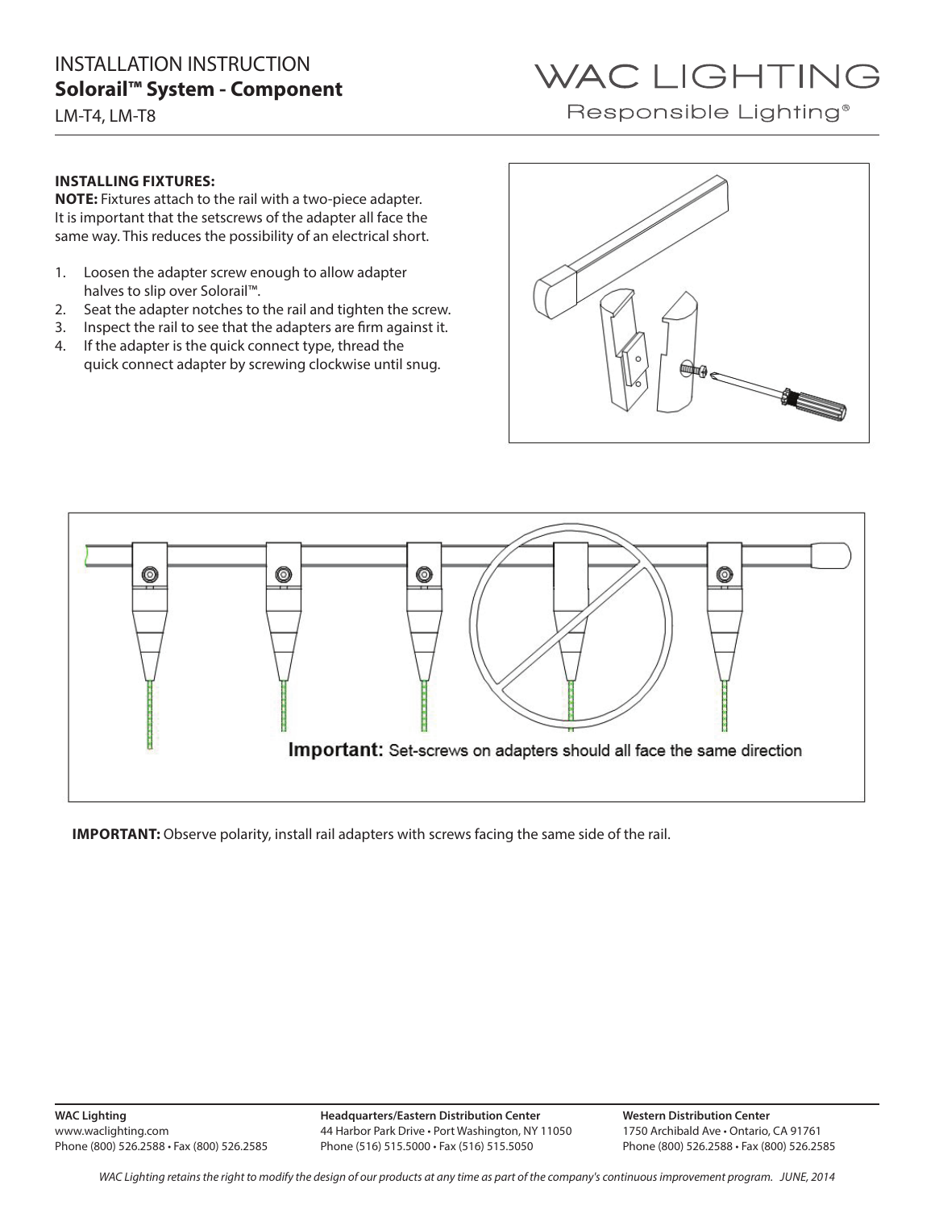# INSTALLATION INSTRUCTION

## Solorail™ System - Component

LM-T4, LM-T8

WAC LIGHTING
Responsible Lighting®

**INSTALLING FIXTURES:**

**NOTE:** Fixtures attach to the rail with a two-piece adapter. It is important that the setscrews of the adapter all face the same way. This reduces the possibility of an electrical short.

1. Loosen the adapter screw enough to allow adapter halves to slip over Solorail™.
2. Seat the adapter notches to the rail and tighten the screw.
3. Inspect the rail to see that the adapters are firm against it.
4. If the adapter is the quick connect type, thread the quick connect adapter by screwing clockwise until snug.

**Important:** Set-screws on adapters should all face the same direction

**IMPORTANT:** Observe polarity, install rail adapters with screws facing the same side of the rail.

**WAC Lighting**
www.waclighting.com
Phone (800) 526.2588 • Fax (800) 526.2585

**Headquarters/Eastern Distribution Center**
44 Harbor Park Drive • Port Washington, NY 11050
Phone (516) 515.5000 • Fax (516) 515.5050

**Western Distribution Center**
1750 Archibald Ave • Ontario, CA 91761
Phone (800) 526.2588 • Fax (800) 526.2585

*WAC Lighting retains the right to modify the design of our products at any time as part of the company's continuous improvement program. JUNE, 2014*